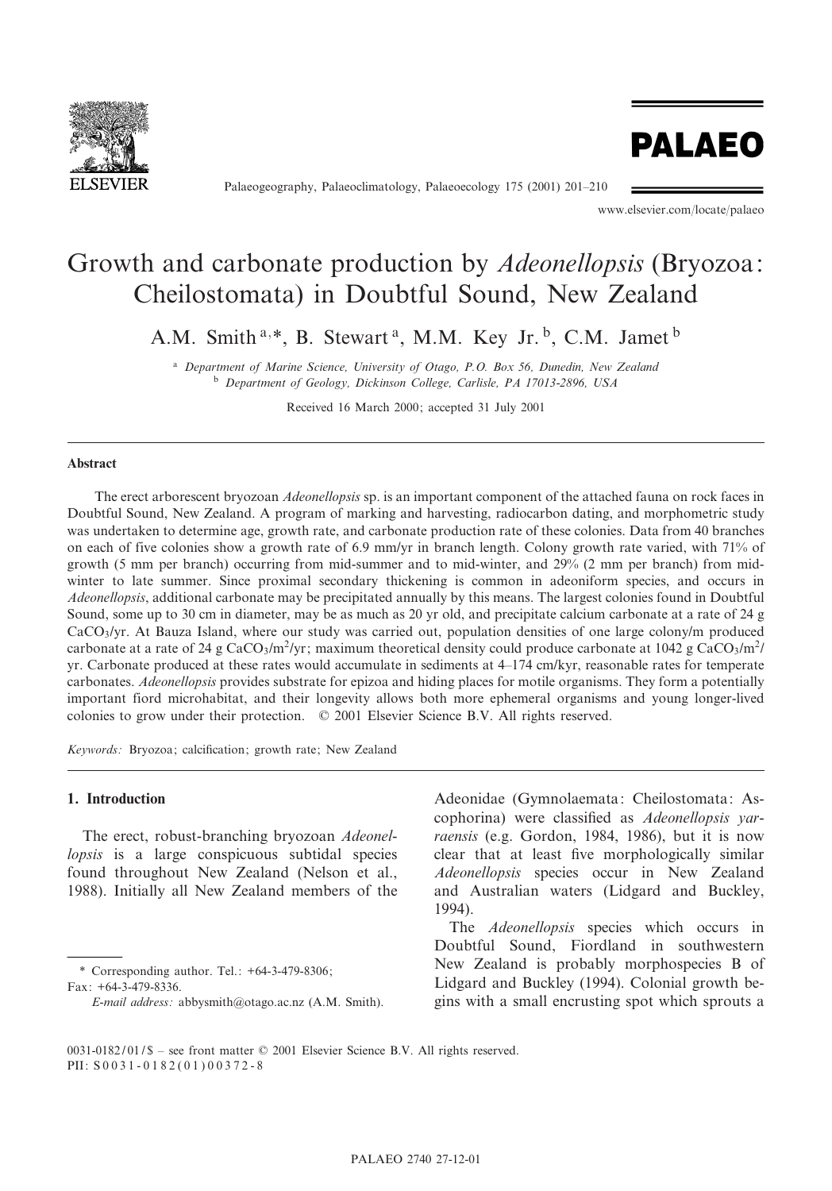# Growth and carbonate production by *Adeonellopsis* (Bryozoa: Cheilostomata) in Doubtful Sound, New Zealand

A.M. Smith [a,*], B. Stewart [a], M.M. Key Jr. [b], C.M. Jamet [b]

[a] Department of Marine Science, University of Otago, P.O. Box 56, Dunedin, New Zealand

[b] Department of Geology, Dickinson College, Carlisle, PA 17013-2896, USA

Received 16 March 2000; accepted 31 July 2001

## Abstract

The erect arborescent bryozoan *Adeonellopsis* sp. is an important component of the attached fauna on rock faces in Doubtful Sound, New Zealand. A program of marking and harvesting, radiocarbon dating, and morphometric study was undertaken to determine age, growth rate, and carbonate production rate of these colonies. Data from 40 branches on each of five colonies show a growth rate of 6.9 mm/yr in branch length. Colony growth rate varied, with 71% of growth (5 mm per branch) occurring from mid-summer and to mid-winter, and 29% (2 mm per branch) from mid-winter to late summer. Since proximal secondary thickening is common in adeoniform species, and occurs in *Adeonellopsis*, additional carbonate may be precipitated annually by this means. The largest colonies found in Doubtful Sound, some up to 30 cm in diameter, may be as much as 20 yr old, and precipitate calcium carbonate at a rate of 24 g $CaCO_3$/yr. At Bauza Island, where our study was carried out, population densities of one large colony/m produced carbonate at a rate of 24 g $CaCO_3/m^2$/yr; maximum theoretical density could produce carbonate at 1042 g $CaCO_3/m^2$/yr. Carbonate produced at these rates would accumulate in sediments at 4–174 cm/kyr, reasonable rates for temperate carbonates. *Adeonellopsis* provides substrate for epizoa and hiding places for motile organisms. They form a potentially important fiord microhabitat, and their longevity allows both more ephemeral organisms and young longer-lived colonies to grow under their protection. © 2001 Elsevier Science B.V. All rights reserved.

*Keywords:* Bryozoa; calcification; growth rate; New Zealand

## 1. Introduction

The erect, robust-branching bryozoan *Adeonellopsis* is a large conspicuous subtidal species found throughout New Zealand (Nelson et al., 1988). Initially all New Zealand members of the Adeonidae (Gymnolaemata: Cheilostomata: Ascophorina) were classified as *Adeonellopsis yarraensis* (e.g. Gordon, 1984, 1986), but it is now clear that at least five morphologically similar *Adeonellopsis* species occur in New Zealand and Australian waters (Lidgard and Buckley, 1994).

The *Adeonellopsis* species which occurs in Doubtful Sound, Fiordland in southwestern New Zealand is probably morphospecies B of Lidgard and Buckley (1994). Colonial growth begins with a small encrusting spot which sprouts a

\* Corresponding author. Tel.: +64-3-479-8306; Fax: +64-3-479-8336.
*E-mail address:* abbysmith@otago.ac.nz (A.M. Smith).

0031-0182/01/$ – see front matter © 2001 Elsevier Science B.V. All rights reserved.
PII: S0031-0182(01)00372-8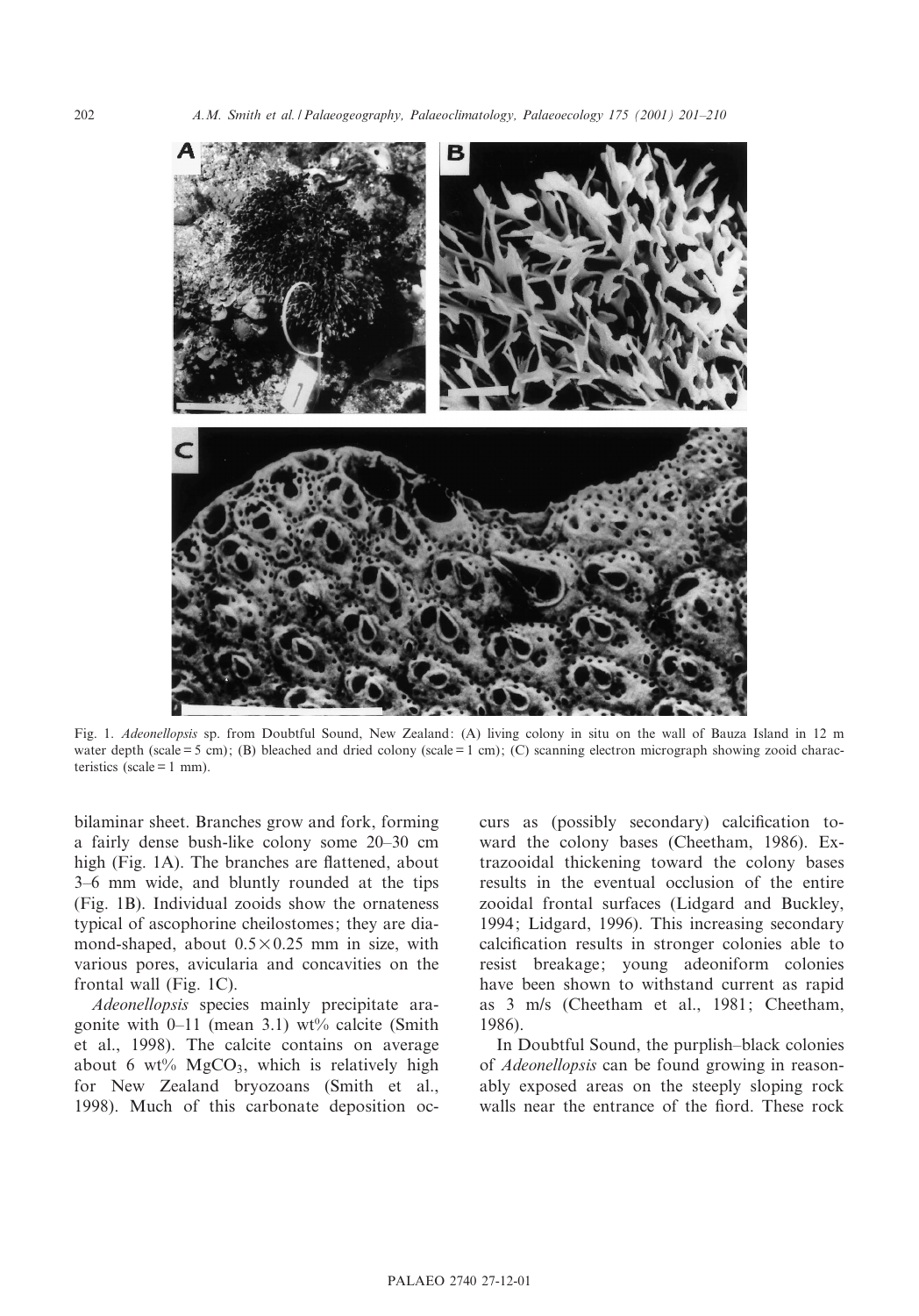Fig. 1. *Adeonellopsis* sp. from Doubtful Sound, New Zealand: (A) living colony in situ on the wall of Bauza Island in 12 m water depth (scale = 5 cm); (B) bleached and dried colony (scale = 1 cm); (C) scanning electron micrograph showing zooid characteristics (scale = 1 mm).

bilaminar sheet. Branches grow and fork, forming a fairly dense bush-like colony some 20–30 cm high (Fig. 1A). The branches are flattened, about 3–6 mm wide, and bluntly rounded at the tips (Fig. 1B). Individual zooids show the ornateness typical of ascophorine cheilostomes; they are diamond-shaped, about $0.5 \times 0.25$ mm in size, with various pores, avicularia and concavities on the frontal wall (Fig. 1C).

*Adeonellopsis* species mainly precipitate aragonite with 0–11 (mean 3.1) wt% calcite (Smith et al., 1998). The calcite contains on average about 6 wt% $MgCO_3$, which is relatively high for New Zealand bryozoans (Smith et al., 1998). Much of this carbonate deposition occurs as (possibly secondary) calcification toward the colony bases (Cheetham, 1986). Extrazooidal thickening toward the colony bases results in the eventual occlusion of the entire zooidal frontal surfaces (Lidgard and Buckley, 1994; Lidgard, 1996). This increasing secondary calcification results in stronger colonies able to resist breakage; young adeoniform colonies have been shown to withstand current as rapid as 3 m/s (Cheetham et al., 1981; Cheetham, 1986).

In Doubtful Sound, the purplish–black colonies of *Adeonellopsis* can be found growing in reasonably exposed areas on the steeply sloping rock walls near the entrance of the fiord. These rock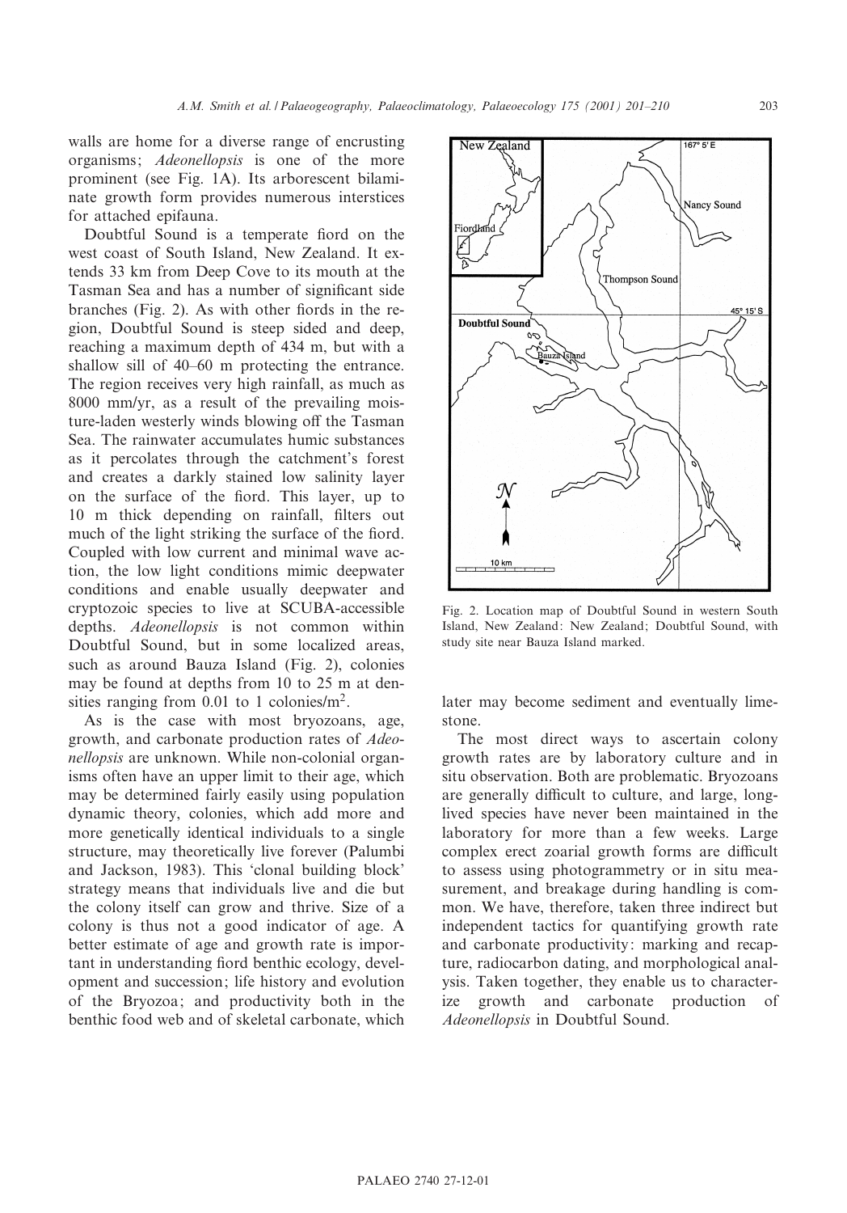walls are home for a diverse range of encrusting organisms; *Adeonellopsis* is one of the more prominent (see Fig. 1A). Its arborescent bilaminate growth form provides numerous interstices for attached epifauna.

Doubtful Sound is a temperate fiord on the west coast of South Island, New Zealand. It extends 33 km from Deep Cove to its mouth at the Tasman Sea and has a number of significant side branches (Fig. 2). As with other fiords in the region, Doubtful Sound is steep sided and deep, reaching a maximum depth of 434 m, but with a shallow sill of 40–60 m protecting the entrance. The region receives very high rainfall, as much as 8000 mm/yr, as a result of the prevailing moisture-laden westerly winds blowing off the Tasman Sea. The rainwater accumulates humic substances as it percolates through the catchment's forest and creates a darkly stained low salinity layer on the surface of the fiord. This layer, up to 10 m thick depending on rainfall, filters out much of the light striking the surface of the fiord. Coupled with low current and minimal wave action, the low light conditions mimic deepwater conditions and enable usually deepwater and cryptozoic species to live at SCUBA-accessible depths. *Adeonellopsis* is not common within Doubtful Sound, but in some localized areas, such as around Bauza Island (Fig. 2), colonies may be found at depths from 10 to 25 m at densities ranging from 0.01 to 1 colonies/m$^2$.

As is the case with most bryozoans, age, growth, and carbonate production rates of *Adeonellopsis* are unknown. While non-colonial organisms often have an upper limit to their age, which may be determined fairly easily using population dynamic theory, colonies, which add more and more genetically identical individuals to a single structure, may theoretically live forever (Palumbi and Jackson, 1983). This 'clonal building block' strategy means that individuals live and die but the colony itself can grow and thrive. Size of a colony is thus not a good indicator of age. A better estimate of age and growth rate is important in understanding fiord benthic ecology, development and succession; life history and evolution of the Bryozoa; and productivity both in the benthic food web and of skeletal carbonate, which later may become sediment and eventually limestone.

The most direct ways to ascertain colony growth rates are by laboratory culture and in situ observation. Both are problematic. Bryozoans are generally difficult to culture, and large, long-lived species have never been maintained in the laboratory for more than a few weeks. Large complex erect zoarial growth forms are difficult to assess using photogrammetry or in situ measurement, and breakage during handling is common. We have, therefore, taken three indirect but independent tactics for quantifying growth rate and carbonate productivity: marking and recapture, radiocarbon dating, and morphological analysis. Taken together, they enable us to characterize growth and carbonate production of *Adeonellopsis* in Doubtful Sound.

Fig. 2. Location map of Doubtful Sound in western South Island, New Zealand: New Zealand; Doubtful Sound, with study site near Bauza Island marked.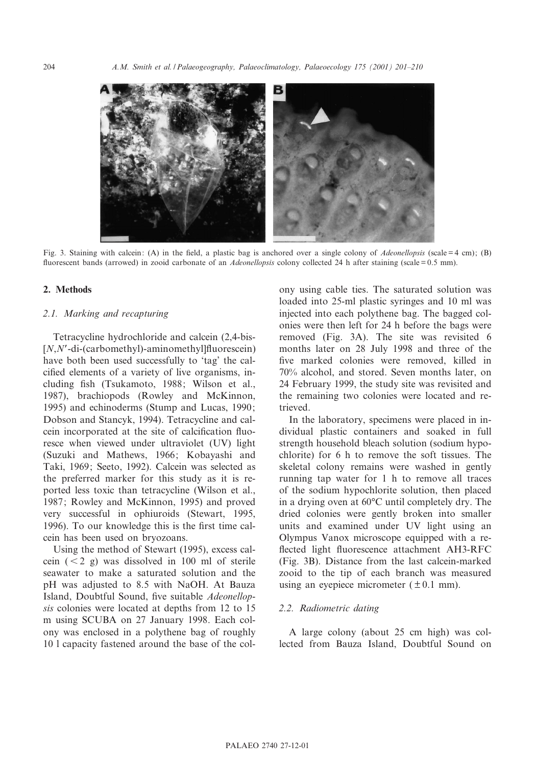Fig. 3. Staining with calcein: (A) in the field, a plastic bag is anchored over a single colony of *Adeonellopsis* (scale = 4 cm); (B) fluorescent bands (arrowed) in zooid carbonate of an *Adeonellopsis* colony collected 24 h after staining (scale = 0.5 mm).

## 2. Methods

### 2.1. Marking and recapturing

Tetracycline hydrochloride and calcein (2,4-bis-[*N*,*N*′-di-(carbomethyl)-aminomethyl]fluorescein) have both been used successfully to 'tag' the calcified elements of a variety of live organisms, including fish (Tsukamoto, 1988; Wilson et al., 1987), brachiopods (Rowley and McKinnon, 1995) and echinoderms (Stump and Lucas, 1990; Dobson and Stancyk, 1994). Tetracycline and calcein incorporated at the site of calcification fluoresce when viewed under ultraviolet (UV) light (Suzuki and Mathews, 1966; Kobayashi and Taki, 1969; Seeto, 1992). Calcein was selected as the preferred marker for this study as it is reported less toxic than tetracycline (Wilson et al., 1987; Rowley and McKinnon, 1995) and proved very successful in ophiuroids (Stewart, 1995, 1996). To our knowledge this is the first time calcein has been used on bryozoans.

Using the method of Stewart (1995), excess calcein ($<2$ g) was dissolved in 100 ml of sterile seawater to make a saturated solution and the pH was adjusted to 8.5 with NaOH. At Bauza Island, Doubtful Sound, five suitable *Adeonellopsis* colonies were located at depths from 12 to 15 m using SCUBA on 27 January 1998. Each colony was enclosed in a polythene bag of roughly 10 l capacity fastened around the base of the colony using cable ties. The saturated solution was loaded into 25-ml plastic syringes and 10 ml was injected into each polythene bag. The bagged colonies were then left for 24 h before the bags were removed (Fig. 3A). The site was revisited 6 months later on 28 July 1998 and three of the five marked colonies were removed, killed in 70% alcohol, and stored. Seven months later, on 24 February 1999, the study site was revisited and the remaining two colonies were located and retrieved.

In the laboratory, specimens were placed in individual plastic containers and soaked in full strength household bleach solution (sodium hypochlorite) for 6 h to remove the soft tissues. The skeletal colony remains were washed in gently running tap water for 1 h to remove all traces of the sodium hypochlorite solution, then placed in a drying oven at 60°C until completely dry. The dried colonies were gently broken into smaller units and examined under UV light using an Olympus Vanox microscope equipped with a reflected light fluorescence attachment AH3-RFC (Fig. 3B). Distance from the last calcein-marked zooid to the tip of each branch was measured using an eyepiece micrometer ($\pm 0.1$ mm).

### 2.2. Radiometric dating

A large colony (about 25 cm high) was collected from Bauza Island, Doubtful Sound on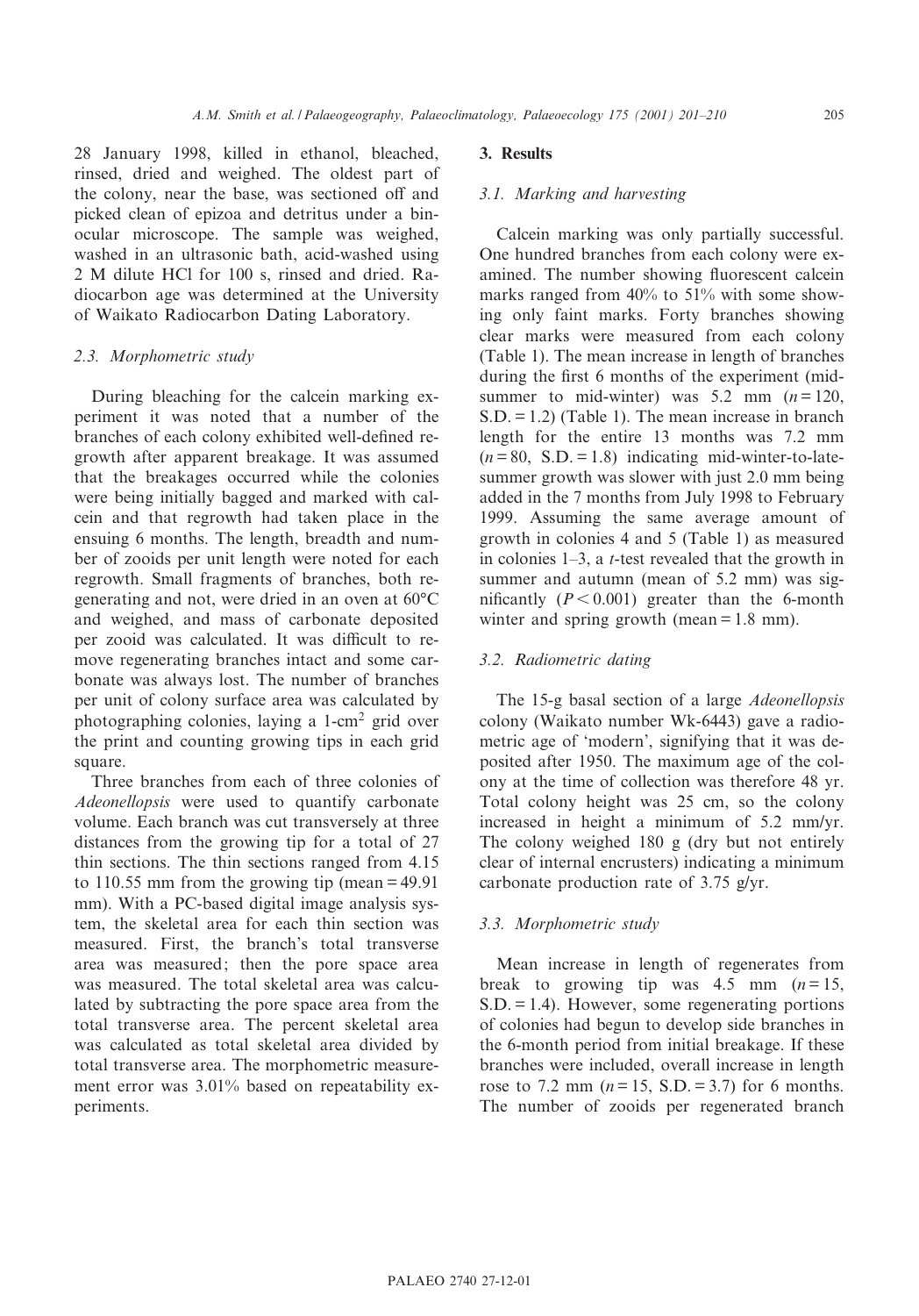28 January 1998, killed in ethanol, bleached, rinsed, dried and weighed. The oldest part of the colony, near the base, was sectioned off and picked clean of epizoa and detritus under a binocular microscope. The sample was weighed, washed in an ultrasonic bath, acid-washed using 2 M dilute HCl for 100 s, rinsed and dried. Radiocarbon age was determined at the University of Waikato Radiocarbon Dating Laboratory.

### 2.3. Morphometric study

During bleaching for the calcein marking experiment it was noted that a number of the branches of each colony exhibited well-defined regrowth after apparent breakage. It was assumed that the breakages occurred while the colonies were being initially bagged and marked with calcein and that regrowth had taken place in the ensuing 6 months. The length, breadth and number of zooids per unit length were noted for each regrowth. Small fragments of branches, both regenerating and not, were dried in an oven at 60°C and weighed, and mass of carbonate deposited per zooid was calculated. It was difficult to remove regenerating branches intact and some carbonate was always lost. The number of branches per unit of colony surface area was calculated by photographing colonies, laying a 1-cm$^2$ grid over the print and counting growing tips in each grid square.

Three branches from each of three colonies of *Adeonellopsis* were used to quantify carbonate volume. Each branch was cut transversely at three distances from the growing tip for a total of 27 thin sections. The thin sections ranged from 4.15 to 110.55 mm from the growing tip (mean = 49.91 mm). With a PC-based digital image analysis system, the skeletal area for each thin section was measured. First, the branch's total transverse area was measured; then the pore space area was measured. The total skeletal area was calculated by subtracting the pore space area from the total transverse area. The percent skeletal area was calculated as total skeletal area divided by total transverse area. The morphometric measurement error was 3.01% based on repeatability experiments.

## 3. Results

### 3.1. Marking and harvesting

Calcein marking was only partially successful. One hundred branches from each colony were examined. The number showing fluorescent calcein marks ranged from 40% to 51% with some showing only faint marks. Forty branches showing clear marks were measured from each colony (Table 1). The mean increase in length of branches during the first 6 months of the experiment (mid-summer to mid-winter) was 5.2 mm ($n = 120$, S.D. = 1.2) (Table 1). The mean increase in branch length for the entire 13 months was 7.2 mm ($n = 80$, S.D. = 1.8) indicating mid-winter-to-late-summer growth was slower with just 2.0 mm being added in the 7 months from July 1998 to February 1999. Assuming the same average amount of growth in colonies 4 and 5 (Table 1) as measured in colonies 1–3, a *t*-test revealed that the growth in summer and autumn (mean of 5.2 mm) was significantly ($P < 0.001$) greater than the 6-month winter and spring growth (mean = 1.8 mm).

### 3.2. Radiometric dating

The 15-g basal section of a large *Adeonellopsis* colony (Waikato number Wk-6443) gave a radiometric age of 'modern', signifying that it was deposited after 1950. The maximum age of the colony at the time of collection was therefore 48 yr. Total colony height was 25 cm, so the colony increased in height a minimum of 5.2 mm/yr. The colony weighed 180 g (dry but not entirely clear of internal encrusters) indicating a minimum carbonate production rate of 3.75 g/yr.

### 3.3. Morphometric study

Mean increase in length of regenerates from break to growing tip was 4.5 mm ($n = 15$, S.D. = 1.4). However, some regenerating portions of colonies had begun to develop side branches in the 6-month period from initial breakage. If these branches were included, overall increase in length rose to 7.2 mm ($n = 15$, S.D. = 3.7) for 6 months. The number of zooids per regenerated branch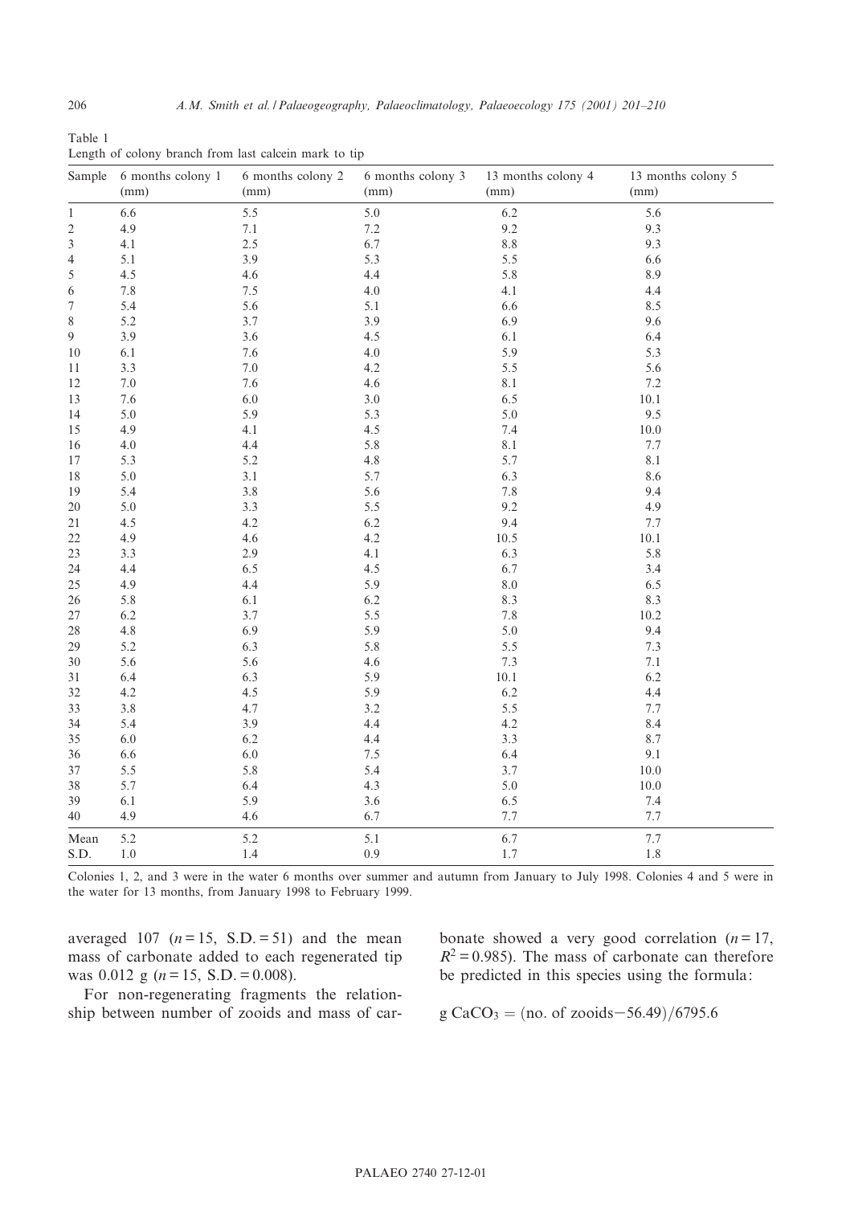Table 1
Length of colony branch from last calcein mark to tip

| Sample | 6 months colony 1 (mm) | 6 months colony 2 (mm) | 6 months colony 3 (mm) | 13 months colony 4 (mm) | 13 months colony 5 (mm) |
|---|---|---|---|---|---|
| 1 | 6.6 | 5.5 | 5.0 | 6.2 | 5.6 |
| 2 | 4.9 | 7.1 | 7.2 | 9.2 | 9.3 |
| 3 | 4.1 | 2.5 | 6.7 | 8.8 | 9.3 |
| 4 | 5.1 | 3.9 | 5.3 | 5.5 | 6.6 |
| 5 | 4.5 | 4.6 | 4.4 | 5.8 | 8.9 |
| 6 | 7.8 | 7.5 | 4.0 | 4.1 | 4.4 |
| 7 | 5.4 | 5.6 | 5.1 | 6.6 | 8.5 |
| 8 | 5.2 | 3.7 | 3.9 | 6.9 | 9.6 |
| 9 | 3.9 | 3.6 | 4.5 | 6.1 | 6.4 |
| 10 | 6.1 | 7.6 | 4.0 | 5.9 | 5.3 |
| 11 | 3.3 | 7.0 | 4.2 | 5.5 | 5.6 |
| 12 | 7.0 | 7.6 | 4.6 | 8.1 | 7.2 |
| 13 | 7.6 | 6.0 | 3.0 | 6.5 | 10.1 |
| 14 | 5.0 | 5.9 | 5.3 | 5.0 | 9.5 |
| 15 | 4.9 | 4.1 | 4.5 | 7.4 | 10.0 |
| 16 | 4.0 | 4.4 | 5.8 | 8.1 | 7.7 |
| 17 | 5.3 | 5.2 | 4.8 | 5.7 | 8.1 |
| 18 | 5.0 | 3.1 | 5.7 | 6.3 | 8.6 |
| 19 | 5.4 | 3.8 | 5.6 | 7.8 | 9.4 |
| 20 | 5.0 | 3.3 | 5.5 | 9.2 | 4.9 |
| 21 | 4.5 | 4.2 | 6.2 | 9.4 | 7.7 |
| 22 | 4.9 | 4.6 | 4.2 | 10.5 | 10.1 |
| 23 | 3.3 | 2.9 | 4.1 | 6.3 | 5.8 |
| 24 | 4.4 | 6.5 | 4.5 | 6.7 | 3.4 |
| 25 | 4.9 | 4.4 | 5.9 | 8.0 | 6.5 |
| 26 | 5.8 | 6.1 | 6.2 | 8.3 | 8.3 |
| 27 | 6.2 | 3.7 | 5.5 | 7.8 | 10.2 |
| 28 | 4.8 | 6.9 | 5.9 | 5.0 | 9.4 |
| 29 | 5.2 | 6.3 | 5.8 | 5.5 | 7.3 |
| 30 | 5.6 | 5.6 | 4.6 | 7.3 | 7.1 |
| 31 | 6.4 | 6.3 | 5.9 | 10.1 | 6.2 |
| 32 | 4.2 | 4.5 | 5.9 | 6.2 | 4.4 |
| 33 | 3.8 | 4.7 | 3.2 | 5.5 | 7.7 |
| 34 | 5.4 | 3.9 | 4.4 | 4.2 | 8.4 |
| 35 | 6.0 | 6.2 | 4.4 | 3.3 | 8.7 |
| 36 | 6.6 | 6.0 | 7.5 | 6.4 | 9.1 |
| 37 | 5.5 | 5.8 | 5.4 | 3.7 | 10.0 |
| 38 | 5.7 | 6.4 | 4.3 | 5.0 | 10.0 |
| 39 | 6.1 | 5.9 | 3.6 | 6.5 | 7.4 |
| 40 | 4.9 | 4.6 | 6.7 | 7.7 | 7.7 |
| Mean | 5.2 | 5.2 | 5.1 | 6.7 | 7.7 |
| S.D. | 1.0 | 1.4 | 0.9 | 1.7 | 1.8 |

Colonies 1, 2, and 3 were in the water 6 months over summer and autumn from January to July 1998. Colonies 4 and 5 were in the water for 13 months, from January 1998 to February 1999.

averaged 107 ($n = 15$, S.D. = 51) and the mean mass of carbonate added to each regenerated tip was 0.012 g ($n = 15$, S.D. = 0.008).

For non-regenerating fragments the relationship between number of zooids and mass of carbonate showed a very good correlation ($n = 17$, $R^2 = 0.985$). The mass of carbonate can therefore be predicted in this species using the formula:

$$\text{g CaCO}_3 = (\text{no. of zooids} - 56.49)/6795.6$$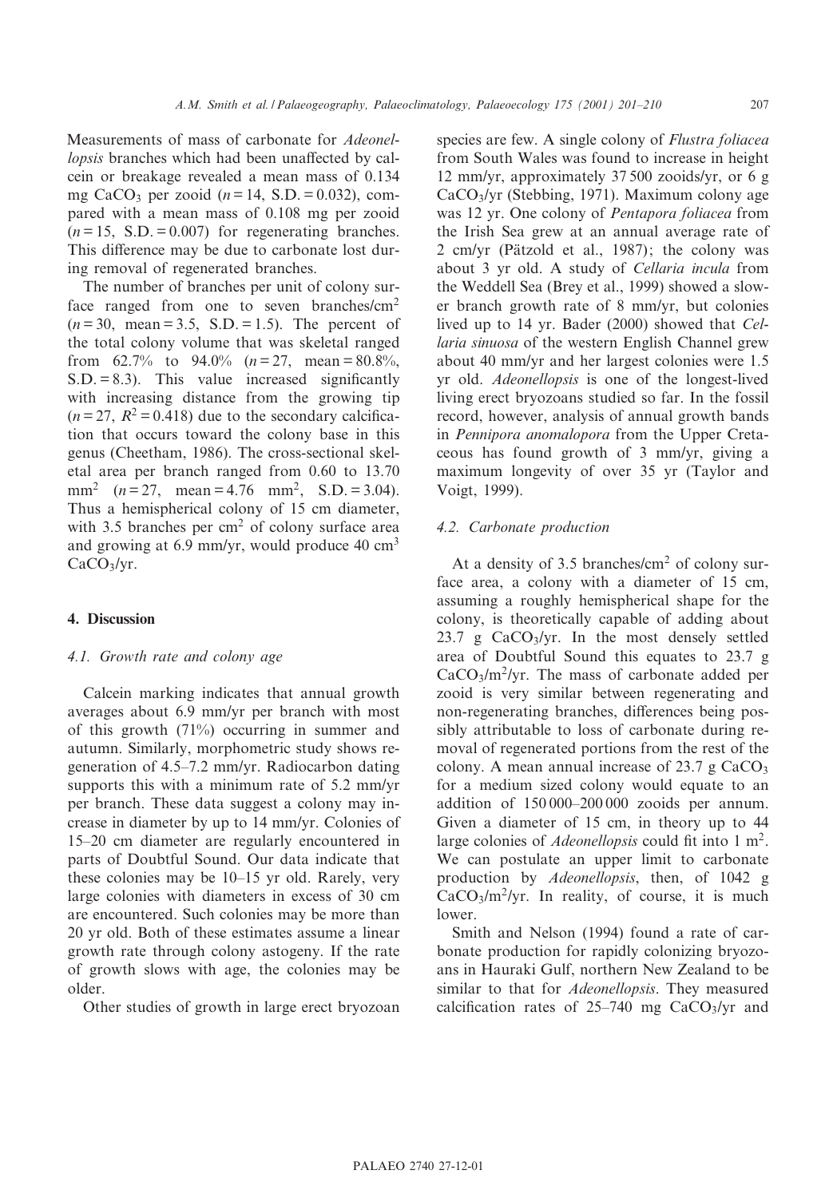Measurements of mass of carbonate for *Adeonellopsis* branches which had been unaffected by calcein or breakage revealed a mean mass of 0.134 mg $CaCO_3$ per zooid ($n = 14$, S.D. = 0.032), compared with a mean mass of 0.108 mg per zooid ($n = 15$, S.D. = 0.007) for regenerating branches. This difference may be due to carbonate lost during removal of regenerated branches.

The number of branches per unit of colony surface ranged from one to seven branches/cm$^2$ ($n = 30$, mean = 3.5, S.D. = 1.5). The percent of the total colony volume that was skeletal ranged from 62.7% to 94.0% ($n = 27$, mean = 80.8%, S.D. = 8.3). This value increased significantly with increasing distance from the growing tip ($n = 27$, $R^2 = 0.418$) due to the secondary calcification that occurs toward the colony base in this genus (Cheetham, 1986). The cross-sectional skeletal area per branch ranged from 0.60 to 13.70 mm$^2$ ($n = 27$, mean = 4.76 mm$^2$, S.D. = 3.04). Thus a hemispherical colony of 15 cm diameter, with 3.5 branches per cm$^2$ of colony surface area and growing at 6.9 mm/yr, would produce 40 cm$^3$ $CaCO_3$/yr.

## 4. Discussion

### 4.1. Growth rate and colony age

Calcein marking indicates that annual growth averages about 6.9 mm/yr per branch with most of this growth (71%) occurring in summer and autumn. Similarly, morphometric study shows regeneration of 4.5–7.2 mm/yr. Radiocarbon dating supports this with a minimum rate of 5.2 mm/yr per branch. These data suggest a colony may increase in diameter by up to 14 mm/yr. Colonies of 15–20 cm diameter are regularly encountered in parts of Doubtful Sound. Our data indicate that these colonies may be 10–15 yr old. Rarely, very large colonies with diameters in excess of 30 cm are encountered. Such colonies may be more than 20 yr old. Both of these estimates assume a linear growth rate through colony astogeny. If the rate of growth slows with age, the colonies may be older.

Other studies of growth in large erect bryozoan species are few. A single colony of *Flustra foliacea* from South Wales was found to increase in height 12 mm/yr, approximately 37 500 zooids/yr, or 6 g $CaCO_3$/yr (Stebbing, 1971). Maximum colony age was 12 yr. One colony of *Pentapora foliacea* from the Irish Sea grew at an annual average rate of 2 cm/yr (Pätzold et al., 1987); the colony was about 3 yr old. A study of *Cellaria incula* from the Weddell Sea (Brey et al., 1999) showed a slower branch growth rate of 8 mm/yr, but colonies lived up to 14 yr. Bader (2000) showed that *Cellaria sinuosa* of the western English Channel grew about 40 mm/yr and her largest colonies were 1.5 yr old. *Adeonellopsis* is one of the longest-lived living erect bryozoans studied so far. In the fossil record, however, analysis of annual growth bands in *Pennipora anomalopora* from the Upper Cretaceous has found growth of 3 mm/yr, giving a maximum longevity of over 35 yr (Taylor and Voigt, 1999).

### 4.2. Carbonate production

At a density of 3.5 branches/cm$^2$ of colony surface area, a colony with a diameter of 15 cm, assuming a roughly hemispherical shape for the colony, is theoretically capable of adding about 23.7 g $CaCO_3$/yr. In the most densely settled area of Doubtful Sound this equates to 23.7 g $CaCO_3$/m$^2$/yr. The mass of carbonate added per zooid is very similar between regenerating and non-regenerating branches, differences being possibly attributable to loss of carbonate during removal of regenerated portions from the rest of the colony. A mean annual increase of 23.7 g $CaCO_3$ for a medium sized colony would equate to an addition of 150 000–200 000 zooids per annum. Given a diameter of 15 cm, in theory up to 44 large colonies of *Adeonellopsis* could fit into 1 m$^2$. We can postulate an upper limit to carbonate production by *Adeonellopsis*, then, of 1042 g $CaCO_3$/m$^2$/yr. In reality, of course, it is much lower.

Smith and Nelson (1994) found a rate of carbonate production for rapidly colonizing bryozoans in Hauraki Gulf, northern New Zealand to be similar to that for *Adeonellopsis*. They measured calcification rates of 25–740 mg $CaCO_3$/yr and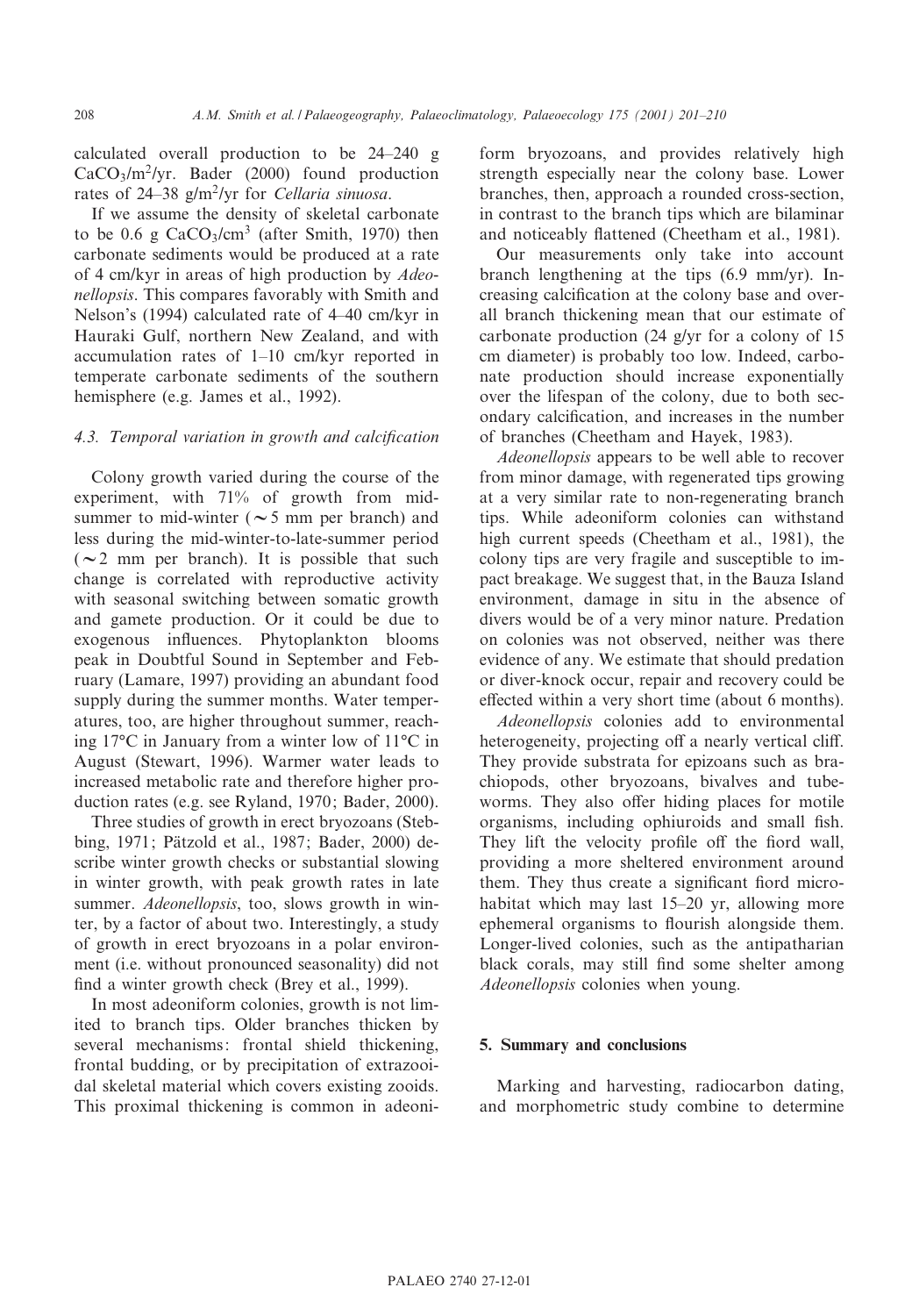calculated overall production to be 24–240 g $CaCO_3/m^2/yr$. Bader (2000) found production rates of 24–38 $g/m^2/yr$ for *Cellaria sinuosa*.

If we assume the density of skeletal carbonate to be 0.6 g $CaCO_3/cm^3$ (after Smith, 1970) then carbonate sediments would be produced at a rate of 4 cm/kyr in areas of high production by *Adeonellopsis*. This compares favorably with Smith and Nelson's (1994) calculated rate of 4–40 cm/kyr in Hauraki Gulf, northern New Zealand, and with accumulation rates of 1–10 cm/kyr reported in temperate carbonate sediments of the southern hemisphere (e.g. James et al., 1992).

### 4.3. Temporal variation in growth and calcification

Colony growth varied during the course of the experiment, with 71% of growth from mid-summer to mid-winter ($\sim 5$ mm per branch) and less during the mid-winter-to-late-summer period ($\sim 2$ mm per branch). It is possible that such change is correlated with reproductive activity with seasonal switching between somatic growth and gamete production. Or it could be due to exogenous influences. Phytoplankton blooms peak in Doubtful Sound in September and February (Lamare, 1997) providing an abundant food supply during the summer months. Water temperatures, too, are higher throughout summer, reaching 17°C in January from a winter low of 11°C in August (Stewart, 1996). Warmer water leads to increased metabolic rate and therefore higher production rates (e.g. see Ryland, 1970; Bader, 2000).

Three studies of growth in erect bryozoans (Stebbing, 1971; Pätzold et al., 1987; Bader, 2000) describe winter growth checks or substantial slowing in winter growth, with peak growth rates in late summer. *Adeonellopsis*, too, slows growth in winter, by a factor of about two. Interestingly, a study of growth in erect bryozoans in a polar environment (i.e. without pronounced seasonality) did not find a winter growth check (Brey et al., 1999).

In most adeoniform colonies, growth is not limited to branch tips. Older branches thicken by several mechanisms: frontal shield thickening, frontal budding, or by precipitation of extrazooidal skeletal material which covers existing zooids. This proximal thickening is common in adeoniform bryozoans, and provides relatively high strength especially near the colony base. Lower branches, then, approach a rounded cross-section, in contrast to the branch tips which are bilaminar and noticeably flattened (Cheetham et al., 1981).

Our measurements only take into account branch lengthening at the tips (6.9 mm/yr). Increasing calcification at the colony base and overall branch thickening mean that our estimate of carbonate production (24 g/yr for a colony of 15 cm diameter) is probably too low. Indeed, carbonate production should increase exponentially over the lifespan of the colony, due to both secondary calcification, and increases in the number of branches (Cheetham and Hayek, 1983).

*Adeonellopsis* appears to be well able to recover from minor damage, with regenerated tips growing at a very similar rate to non-regenerating branch tips. While adeoniform colonies can withstand high current speeds (Cheetham et al., 1981), the colony tips are very fragile and susceptible to impact breakage. We suggest that, in the Bauza Island environment, damage in situ in the absence of divers would be of a very minor nature. Predation on colonies was not observed, neither was there evidence of any. We estimate that should predation or diver-knock occur, repair and recovery could be effected within a very short time (about 6 months).

*Adeonellopsis* colonies add to environmental heterogeneity, projecting off a nearly vertical cliff. They provide substrata for epizoans such as brachiopods, other bryozoans, bivalves and tubeworms. They also offer hiding places for motile organisms, including ophiuroids and small fish. They lift the velocity profile off the fiord wall, providing a more sheltered environment around them. They thus create a significant fiord microhabitat which may last 15–20 yr, allowing more ephemeral organisms to flourish alongside them. Longer-lived colonies, such as the antipatharian black corals, may still find some shelter among *Adeonellopsis* colonies when young.

## 5. Summary and conclusions

Marking and harvesting, radiocarbon dating, and morphometric study combine to determine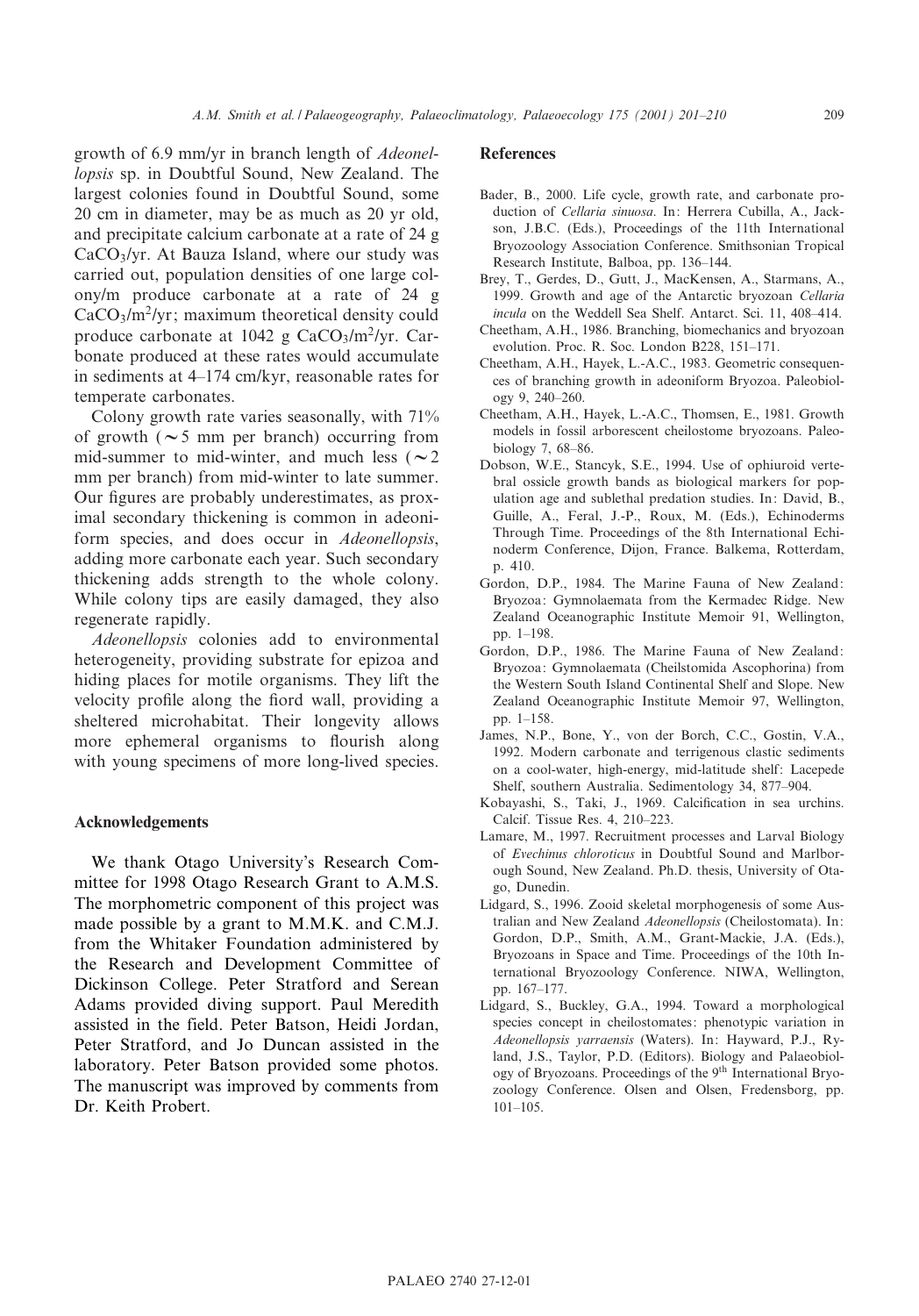growth of 6.9 mm/yr in branch length of *Adeonellopsis* sp. in Doubtful Sound, New Zealand. The largest colonies found in Doubtful Sound, some 20 cm in diameter, may be as much as 20 yr old, and precipitate calcium carbonate at a rate of 24 g $CaCO_3$/yr. At Bauza Island, where our study was carried out, population densities of one large colony/m produce carbonate at a rate of 24 g $CaCO_3/m^2$/yr; maximum theoretical density could produce carbonate at 1042 g $CaCO_3/m^2$/yr. Carbonate produced at these rates would accumulate in sediments at 4–174 cm/kyr, reasonable rates for temperate carbonates.

Colony growth rate varies seasonally, with 71% of growth ($\sim$5 mm per branch) occurring from mid-summer to mid-winter, and much less ($\sim$2 mm per branch) from mid-winter to late summer. Our figures are probably underestimates, as proximal secondary thickening is common in adeoniform species, and does occur in *Adeonellopsis*, adding more carbonate each year. Such secondary thickening adds strength to the whole colony. While colony tips are easily damaged, they also regenerate rapidly.

*Adeonellopsis* colonies add to environmental heterogeneity, providing substrate for epizoa and hiding places for motile organisms. They lift the velocity profile along the fiord wall, providing a sheltered microhabitat. Their longevity allows more ephemeral organisms to flourish along with young specimens of more long-lived species.

## Acknowledgements

We thank Otago University's Research Committee for 1998 Otago Research Grant to A.M.S. The morphometric component of this project was made possible by a grant to M.M.K. and C.M.J. from the Whitaker Foundation administered by the Research and Development Committee of Dickinson College. Peter Stratford and Serean Adams provided diving support. Paul Meredith assisted in the field. Peter Batson, Heidi Jordan, Peter Stratford, and Jo Duncan assisted in the laboratory. Peter Batson provided some photos. The manuscript was improved by comments from Dr. Keith Probert.

## References

Bader, B., 2000. Life cycle, growth rate, and carbonate production of *Cellaria sinuosa*. In: Herrera Cubilla, A., Jackson, J.B.C. (Eds.), Proceedings of the 11th International Bryozoology Association Conference. Smithsonian Tropical Research Institute, Balboa, pp. 136–144.

Brey, T., Gerdes, D., Gutt, J., MacKensen, A., Starmans, A., 1999. Growth and age of the Antarctic bryozoan *Cellaria incula* on the Weddell Sea Shelf. Antarct. Sci. 11, 408–414.

Cheetham, A.H., 1986. Branching, biomechanics and bryozoan evolution. Proc. R. Soc. London B228, 151–171.

Cheetham, A.H., Hayek, L.-A.C., 1983. Geometric consequences of branching growth in adeoniform Bryozoa. Paleobiology 9, 240–260.

Cheetham, A.H., Hayek, L.-A.C., Thomsen, E., 1981. Growth models in fossil arborescent cheilostome bryozoans. Paleobiology 7, 68–86.

Dobson, W.E., Stancyk, S.E., 1994. Use of ophiuroid vertebral ossicle growth bands as biological markers for population age and sublethal predation studies. In: David, B., Guille, A., Feral, J.-P., Roux, M. (Eds.), Echinoderms Through Time. Proceedings of the 8th International Echinoderm Conference, Dijon, France. Balkema, Rotterdam, p. 410.

Gordon, D.P., 1984. The Marine Fauna of New Zealand: Bryozoa: Gymnolaemata from the Kermadec Ridge. New Zealand Oceanographic Institute Memoir 91, Wellington, pp. 1–198.

Gordon, D.P., 1986. The Marine Fauna of New Zealand: Bryozoa: Gymnolaemata (Cheilstomida Ascophorina) from the Western South Island Continental Shelf and Slope. New Zealand Oceanographic Institute Memoir 97, Wellington, pp. 1–158.

James, N.P., Bone, Y., von der Borch, C.C., Gostin, V.A., 1992. Modern carbonate and terrigenous clastic sediments on a cool-water, high-energy, mid-latitude shelf: Lacepede Shelf, southern Australia. Sedimentology 34, 877–904.

Kobayashi, S., Taki, J., 1969. Calcification in sea urchins. Calcif. Tissue Res. 4, 210–223.

Lamare, M., 1997. Recruitment processes and Larval Biology of *Evechinus chloroticus* in Doubtful Sound and Marlborough Sound, New Zealand. Ph.D. thesis, University of Otago, Dunedin.

Lidgard, S., 1996. Zooid skeletal morphogenesis of some Australian and New Zealand *Adeonellopsis* (Cheilostomata). In: Gordon, D.P., Smith, A.M., Grant-Mackie, J.A. (Eds.), Bryozoans in Space and Time. Proceedings of the 10th International Bryozoology Conference. NIWA, Wellington, pp. 167–177.

Lidgard, S., Buckley, G.A., 1994. Toward a morphological species concept in cheilostomates: phenotypic variation in *Adeonellopsis yarraensis* (Waters). In: Hayward, P.J., Ryland, J.S., Taylor, P.D. (Editors). Biology and Palaeobiology of Bryozoans. Proceedings of the 9th International Bryozoology Conference. Olsen and Olsen, Fredensborg, pp. 101–105.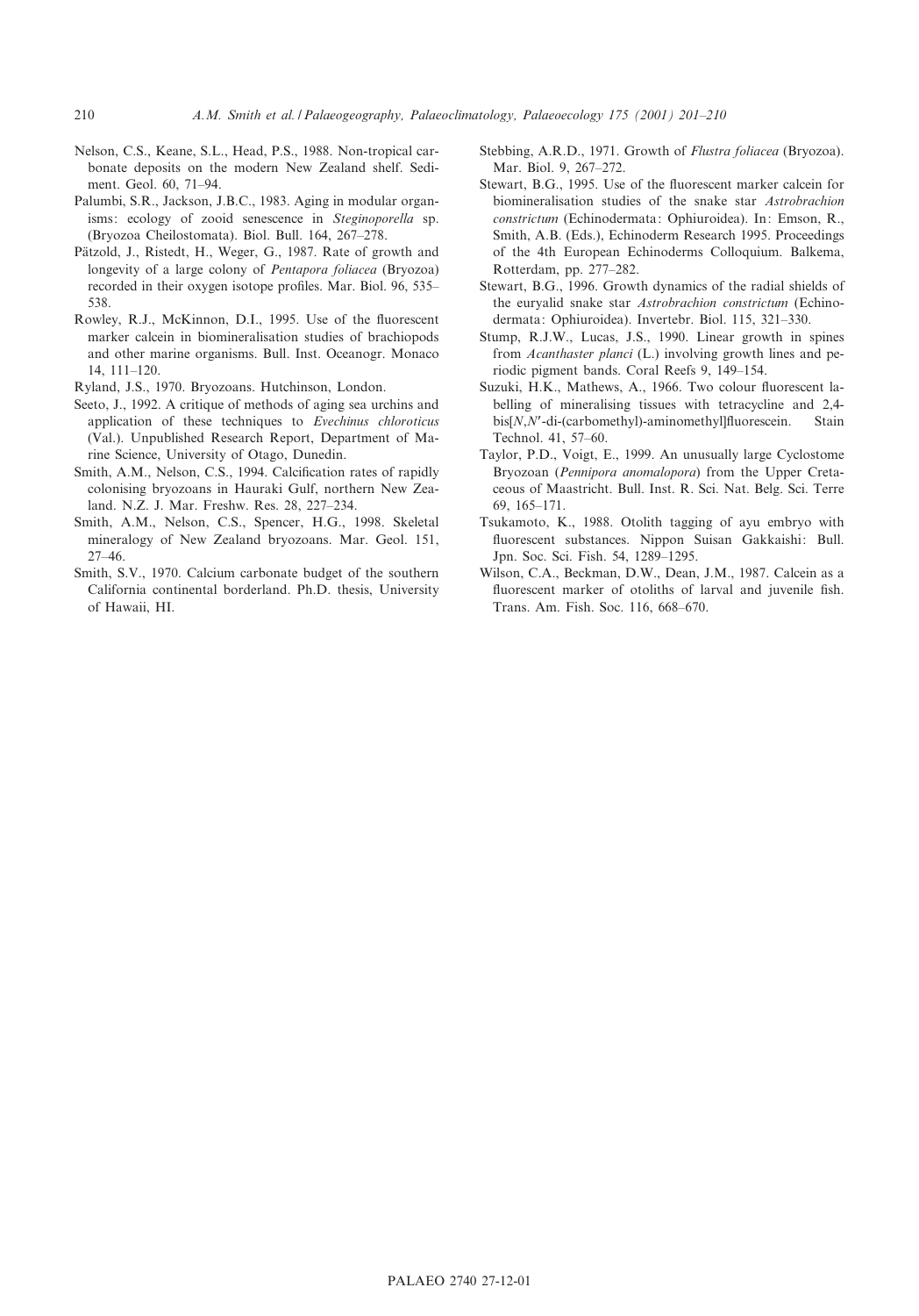Nelson, C.S., Keane, S.L., Head, P.S., 1988. Non-tropical carbonate deposits on the modern New Zealand shelf. Sediment. Geol. 60, 71–94.

Palumbi, S.R., Jackson, J.B.C., 1983. Aging in modular organisms: ecology of zooid senescence in *Steginoporella* sp. (Bryozoa Cheilostomata). Biol. Bull. 164, 267–278.

Pätzold, J., Ristedt, H., Weger, G., 1987. Rate of growth and longevity of a large colony of *Pentapora foliacea* (Bryozoa) recorded in their oxygen isotope profiles. Mar. Biol. 96, 535–538.

Rowley, R.J., McKinnon, D.I., 1995. Use of the fluorescent marker calcein in biomineralisation studies of brachiopods and other marine organisms. Bull. Inst. Oceanogr. Monaco 14, 111–120.

Ryland, J.S., 1970. Bryozoans. Hutchinson, London.

Seeto, J., 1992. A critique of methods of aging sea urchins and application of these techniques to *Evechinus chloroticus* (Val.). Unpublished Research Report, Department of Marine Science, University of Otago, Dunedin.

Smith, A.M., Nelson, C.S., 1994. Calcification rates of rapidly colonising bryozoans in Hauraki Gulf, northern New Zealand. N.Z. J. Mar. Freshw. Res. 28, 227–234.

Smith, A.M., Nelson, C.S., Spencer, H.G., 1998. Skeletal mineralogy of New Zealand bryozoans. Mar. Geol. 151, 27–46.

Smith, S.V., 1970. Calcium carbonate budget of the southern California continental borderland. Ph.D. thesis, University of Hawaii, HI.

Stebbing, A.R.D., 1971. Growth of *Flustra foliacea* (Bryozoa). Mar. Biol. 9, 267–272.

Stewart, B.G., 1995. Use of the fluorescent marker calcein for biomineralisation studies of the snake star *Astrobrachion constrictum* (Echinodermata: Ophiuroidea). In: Emson, R., Smith, A.B. (Eds.), Echinoderm Research 1995. Proceedings of the 4th European Echinoderms Colloquium. Balkema, Rotterdam, pp. 277–282.

Stewart, B.G., 1996. Growth dynamics of the radial shields of the euryalid snake star *Astrobrachion constrictum* (Echinodermata: Ophiuroidea). Invertebr. Biol. 115, 321–330.

Stump, R.J.W., Lucas, J.S., 1990. Linear growth in spines from *Acanthaster planci* (L.) involving growth lines and periodic pigment bands. Coral Reefs 9, 149–154.

Suzuki, H.K., Mathews, A., 1966. Two colour fluorescent labelling of mineralising tissues with tetracycline and 2,4-bis[*N*,*N*′-di-(carbomethyl)-aminomethyl]fluorescein. Stain Technol. 41, 57–60.

Taylor, P.D., Voigt, E., 1999. An unusually large Cyclostome Bryozoan (*Pennipora anomalopora*) from the Upper Cretaceous of Maastricht. Bull. Inst. R. Sci. Nat. Belg. Sci. Terre 69, 165–171.

Tsukamoto, K., 1988. Otolith tagging of ayu embryo with fluorescent substances. Nippon Suisan Gakkaishi: Bull. Jpn. Soc. Sci. Fish. 54, 1289–1295.

Wilson, C.A., Beckman, D.W., Dean, J.M., 1987. Calcein as a fluorescent marker of otoliths of larval and juvenile fish. Trans. Am. Fish. Soc. 116, 668–670.